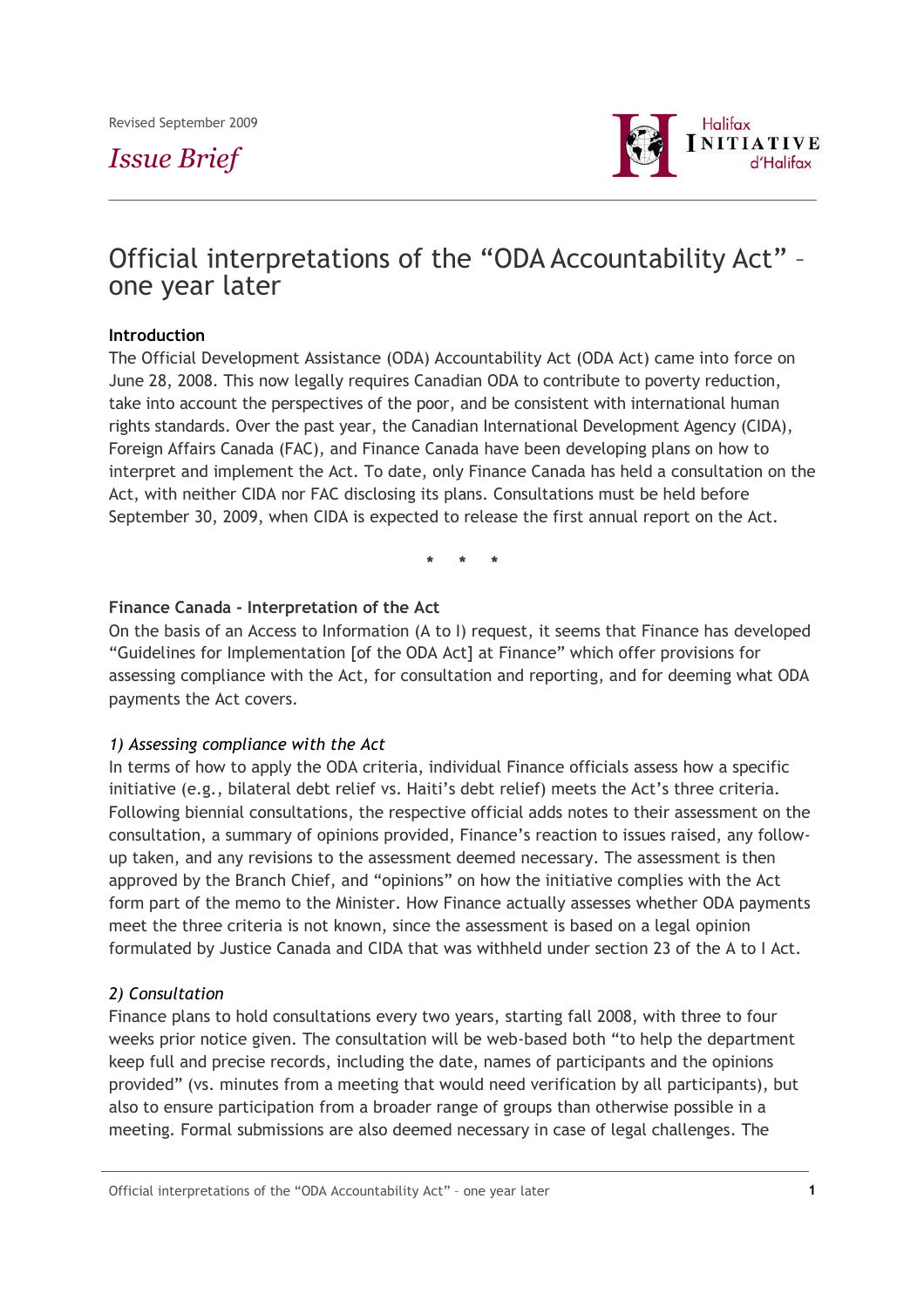Revised September 2009

*Issue Brief*

# Official interpretations of the "ODA Accountability Act" – one year later

**Introduction**

The Official Development Assistance (ODA) Accountability Act (ODA Act) came into force on June 28, 2008. This now legally requires Canadian ODA to contribute to poverty reduction, take into account the perspectives of the poor, and be consistent with international human rights standards. Over the past year, the Canadian International Development Agency (CIDA), Foreign Affairs Canada (FAC), and Finance Canada have been developing plans on how to interpret and implement the Act. To date, only Finance Canada has held a consultation on the Act, with neither CIDA nor FAC disclosing its plans. Consultations must be held before September 30, 2009, when CIDA is expected to release the first annual report on the Act.

\* \* \*

**Finance Canada - Interpretation of the Act**

On the basis of an Access to Information (A to I) request, it seems that Finance has developed "Guidelines for Implementation [of the ODA Act] at Finance" which offer provisions for assessing compliance with the Act, for consultation and reporting, and for deeming what ODA payments the Act covers.

*1) Assessing compliance with the Act*

In terms of how to apply the ODA criteria, individual Finance officials assess how a specific initiative (e.g., bilateral debt relief vs. Haiti's debt relief) meets the Act's three criteria. Following biennial consultations, the respective official adds notes to their assessment on the consultation, a summary of opinions provided, Finance's reaction to issues raised, any follow-up taken, and any revisions to the assessment deemed necessary. The assessment is then approved by the Branch Chief, and "opinions" on how the initiative complies with the Act form part of the memo to the Minister. How Finance actually assesses whether ODA payments meet the three criteria is not known, since the assessment is based on a legal opinion formulated by Justice Canada and CIDA that was withheld under section 23 of the A to I Act.

*2) Consultation*

Finance plans to hold consultations every two years, starting fall 2008, with three to four weeks prior notice given. The consultation will be web-based both "to help the department keep full and precise records, including the date, names of participants and the opinions provided" (vs. minutes from a meeting that would need verification by all participants), but also to ensure participation from a broader range of groups than otherwise possible in a meeting. Formal submissions are also deemed necessary in case of legal challenges. The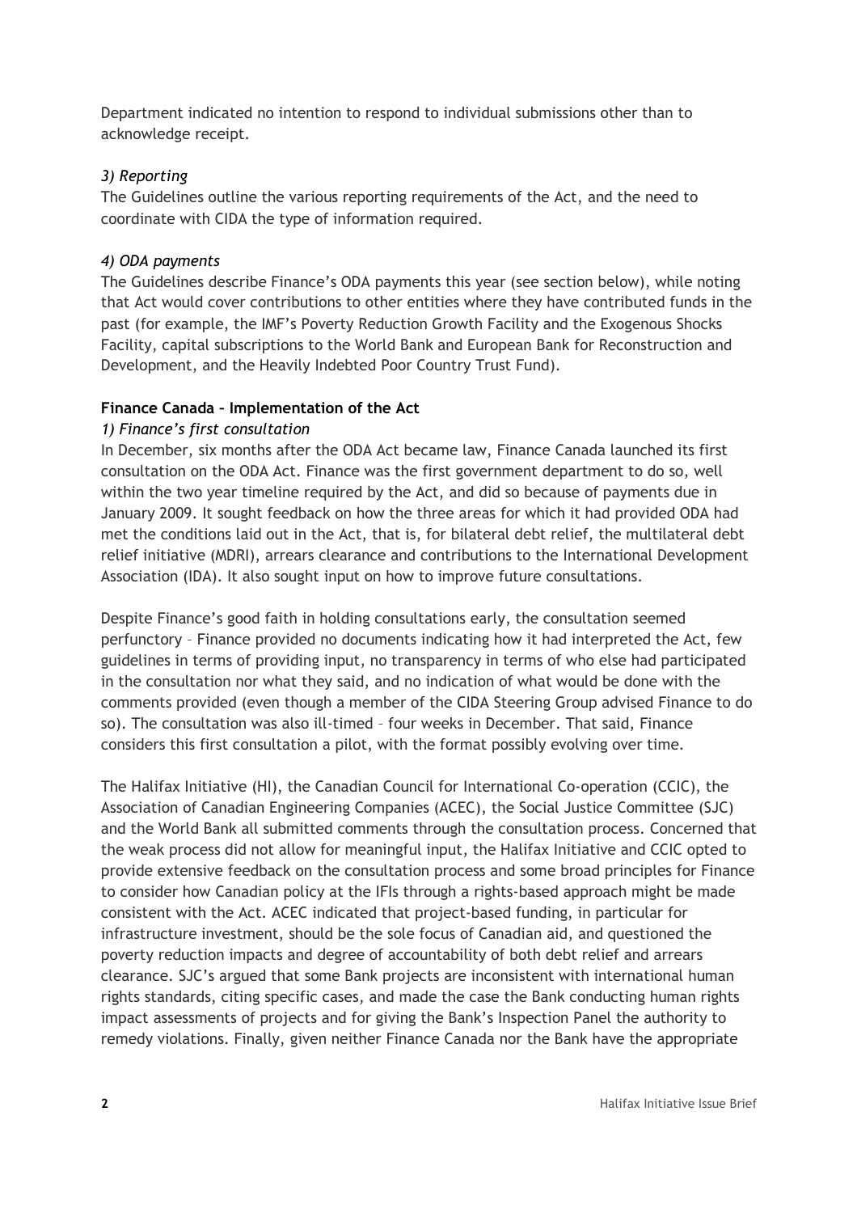Department indicated no intention to respond to individual submissions other than to acknowledge receipt.

*3) Reporting*

The Guidelines outline the various reporting requirements of the Act, and the need to coordinate with CIDA the type of information required.

*4) ODA payments*

The Guidelines describe Finance's ODA payments this year (see section below), while noting that Act would cover contributions to other entities where they have contributed funds in the past (for example, the IMF's Poverty Reduction Growth Facility and the Exogenous Shocks Facility, capital subscriptions to the World Bank and European Bank for Reconstruction and Development, and the Heavily Indebted Poor Country Trust Fund).

**Finance Canada – Implementation of the Act**

*1) Finance's first consultation*

In December, six months after the ODA Act became law, Finance Canada launched its first consultation on the ODA Act. Finance was the first government department to do so, well within the two year timeline required by the Act, and did so because of payments due in January 2009. It sought feedback on how the three areas for which it had provided ODA had met the conditions laid out in the Act, that is, for bilateral debt relief, the multilateral debt relief initiative (MDRI), arrears clearance and contributions to the International Development Association (IDA). It also sought input on how to improve future consultations.

Despite Finance's good faith in holding consultations early, the consultation seemed perfunctory – Finance provided no documents indicating how it had interpreted the Act, few guidelines in terms of providing input, no transparency in terms of who else had participated in the consultation nor what they said, and no indication of what would be done with the comments provided (even though a member of the CIDA Steering Group advised Finance to do so). The consultation was also ill-timed – four weeks in December. That said, Finance considers this first consultation a pilot, with the format possibly evolving over time.

The Halifax Initiative (HI), the Canadian Council for International Co-operation (CCIC), the Association of Canadian Engineering Companies (ACEC), the Social Justice Committee (SJC) and the World Bank all submitted comments through the consultation process. Concerned that the weak process did not allow for meaningful input, the Halifax Initiative and CCIC opted to provide extensive feedback on the consultation process and some broad principles for Finance to consider how Canadian policy at the IFIs through a rights-based approach might be made consistent with the Act. ACEC indicated that project-based funding, in particular for infrastructure investment, should be the sole focus of Canadian aid, and questioned the poverty reduction impacts and degree of accountability of both debt relief and arrears clearance. SJC's argued that some Bank projects are inconsistent with international human rights standards, citing specific cases, and made the case the Bank conducting human rights impact assessments of projects and for giving the Bank's Inspection Panel the authority to remedy violations. Finally, given neither Finance Canada nor the Bank have the appropriate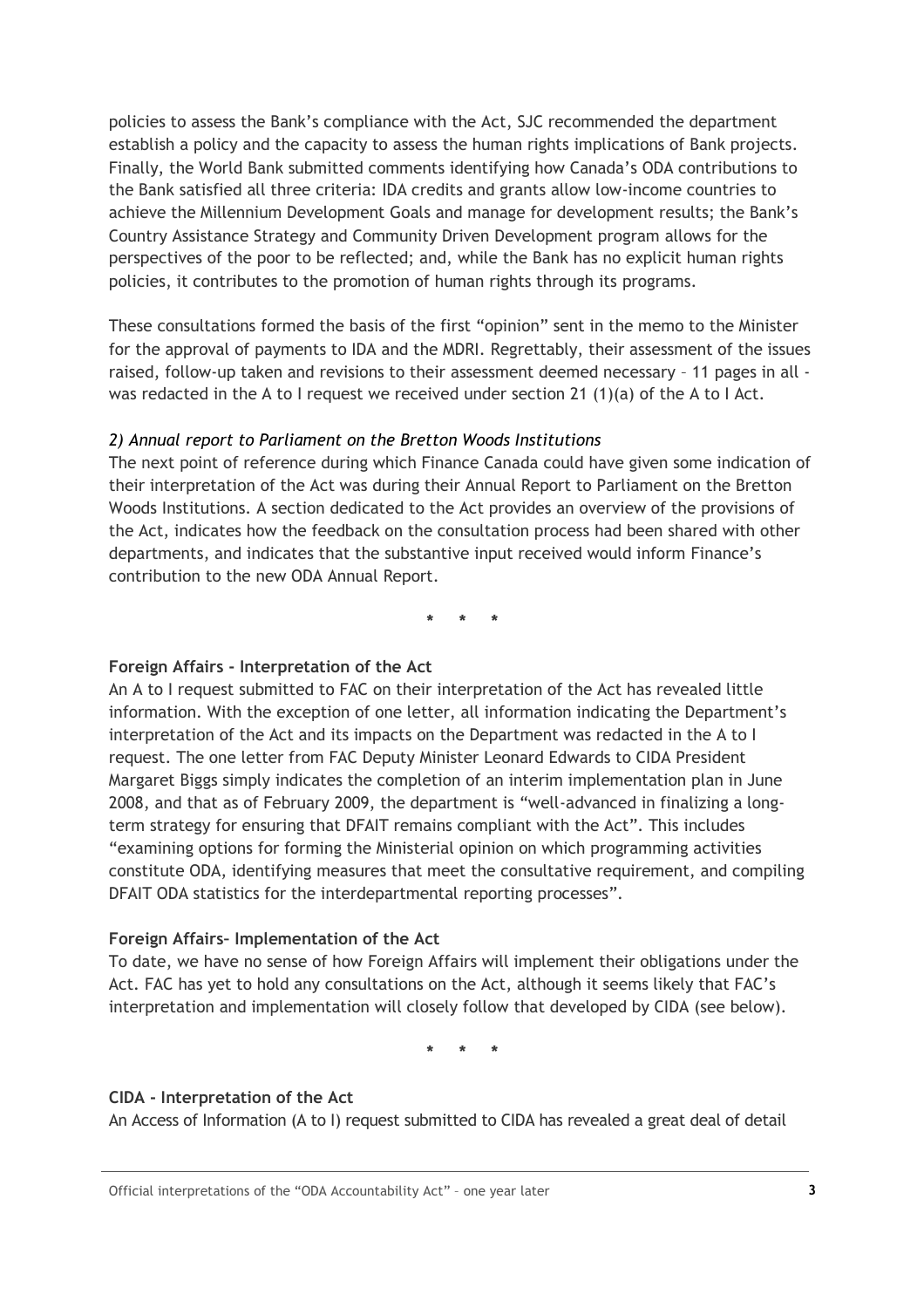policies to assess the Bank's compliance with the Act, SJC recommended the department establish a policy and the capacity to assess the human rights implications of Bank projects. Finally, the World Bank submitted comments identifying how Canada's ODA contributions to the Bank satisfied all three criteria: IDA credits and grants allow low-income countries to achieve the Millennium Development Goals and manage for development results; the Bank's Country Assistance Strategy and Community Driven Development program allows for the perspectives of the poor to be reflected; and, while the Bank has no explicit human rights policies, it contributes to the promotion of human rights through its programs.

These consultations formed the basis of the first "opinion" sent in the memo to the Minister for the approval of payments to IDA and the MDRI. Regrettably, their assessment of the issues raised, follow-up taken and revisions to their assessment deemed necessary – 11 pages in all - was redacted in the A to I request we received under section 21 (1)(a) of the A to I Act.

*2) Annual report to Parliament on the Bretton Woods Institutions*

The next point of reference during which Finance Canada could have given some indication of their interpretation of the Act was during their Annual Report to Parliament on the Bretton Woods Institutions. A section dedicated to the Act provides an overview of the provisions of the Act, indicates how the feedback on the consultation process had been shared with other departments, and indicates that the substantive input received would inform Finance's contribution to the new ODA Annual Report.

\* \* \*

**Foreign Affairs - Interpretation of the Act**

An A to I request submitted to FAC on their interpretation of the Act has revealed little information. With the exception of one letter, all information indicating the Department's interpretation of the Act and its impacts on the Department was redacted in the A to I request. The one letter from FAC Deputy Minister Leonard Edwards to CIDA President Margaret Biggs simply indicates the completion of an interim implementation plan in June 2008, and that as of February 2009, the department is "well-advanced in finalizing a long-term strategy for ensuring that DFAIT remains compliant with the Act". This includes "examining options for forming the Ministerial opinion on which programming activities constitute ODA, identifying measures that meet the consultative requirement, and compiling DFAIT ODA statistics for the interdepartmental reporting processes".

**Foreign Affairs– Implementation of the Act**

To date, we have no sense of how Foreign Affairs will implement their obligations under the Act. FAC has yet to hold any consultations on the Act, although it seems likely that FAC's interpretation and implementation will closely follow that developed by CIDA (see below).

\* \* \*

**CIDA - Interpretation of the Act**

An Access of Information (A to I) request submitted to CIDA has revealed a great deal of detail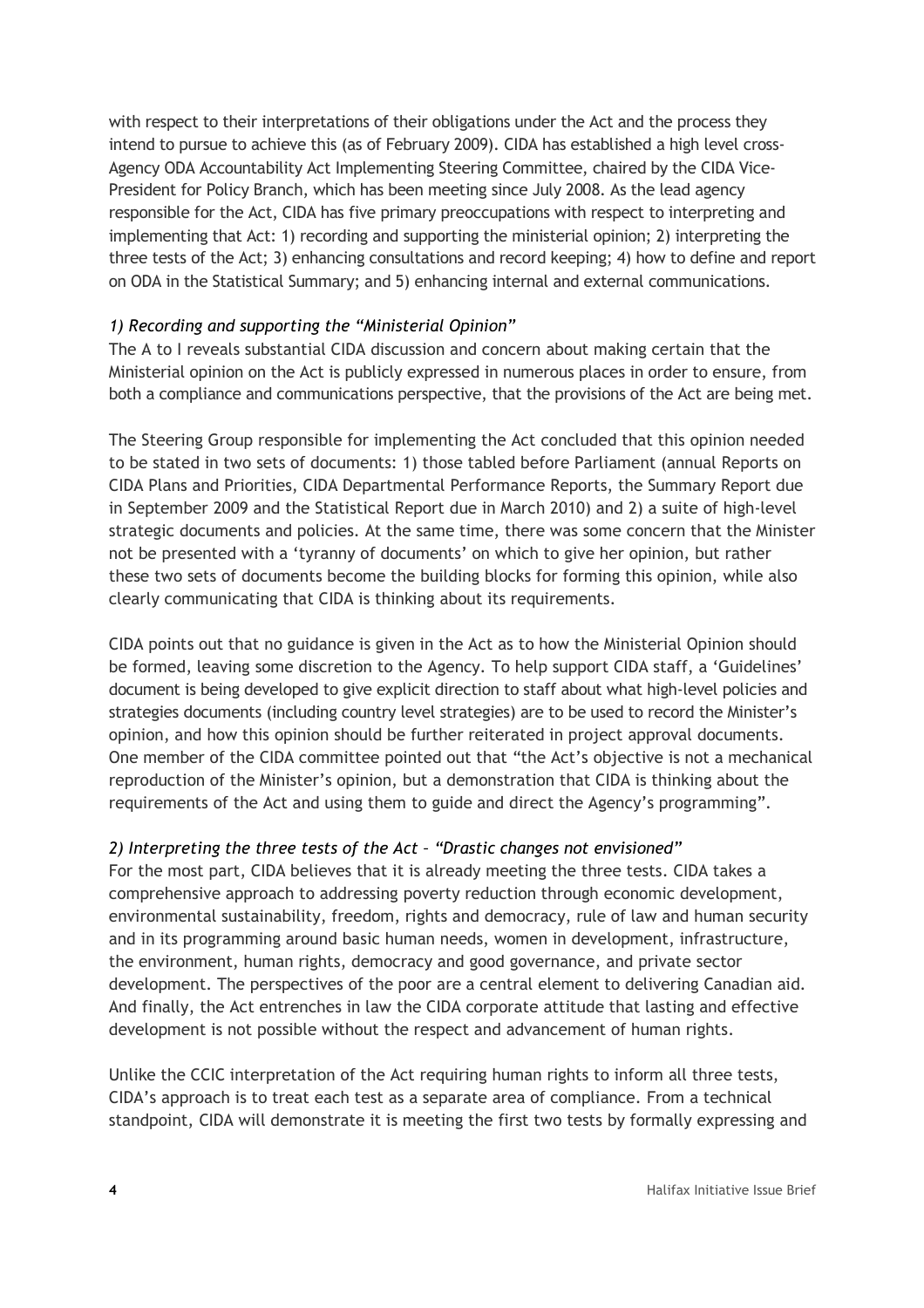with respect to their interpretations of their obligations under the Act and the process they intend to pursue to achieve this (as of February 2009). CIDA has established a high level cross-Agency ODA Accountability Act Implementing Steering Committee, chaired by the CIDA Vice-President for Policy Branch, which has been meeting since July 2008. As the lead agency responsible for the Act, CIDA has five primary preoccupations with respect to interpreting and implementing that Act: 1) recording and supporting the ministerial opinion; 2) interpreting the three tests of the Act; 3) enhancing consultations and record keeping; 4) how to define and report on ODA in the Statistical Summary; and 5) enhancing internal and external communications.

*1) Recording and supporting the "Ministerial Opinion"*

The A to I reveals substantial CIDA discussion and concern about making certain that the Ministerial opinion on the Act is publicly expressed in numerous places in order to ensure, from both a compliance and communications perspective, that the provisions of the Act are being met.

The Steering Group responsible for implementing the Act concluded that this opinion needed to be stated in two sets of documents: 1) those tabled before Parliament (annual Reports on CIDA Plans and Priorities, CIDA Departmental Performance Reports, the Summary Report due in September 2009 and the Statistical Report due in March 2010) and 2) a suite of high-level strategic documents and policies. At the same time, there was some concern that the Minister not be presented with a 'tyranny of documents' on which to give her opinion, but rather these two sets of documents become the building blocks for forming this opinion, while also clearly communicating that CIDA is thinking about its requirements.

CIDA points out that no guidance is given in the Act as to how the Ministerial Opinion should be formed, leaving some discretion to the Agency. To help support CIDA staff, a 'Guidelines' document is being developed to give explicit direction to staff about what high-level policies and strategies documents (including country level strategies) are to be used to record the Minister's opinion, and how this opinion should be further reiterated in project approval documents. One member of the CIDA committee pointed out that "the Act's objective is not a mechanical reproduction of the Minister's opinion, but a demonstration that CIDA is thinking about the requirements of the Act and using them to guide and direct the Agency's programming".

*2) Interpreting the three tests of the Act – "Drastic changes not envisioned"*

For the most part, CIDA believes that it is already meeting the three tests. CIDA takes a comprehensive approach to addressing poverty reduction through economic development, environmental sustainability, freedom, rights and democracy, rule of law and human security and in its programming around basic human needs, women in development, infrastructure, the environment, human rights, democracy and good governance, and private sector development. The perspectives of the poor are a central element to delivering Canadian aid. And finally, the Act entrenches in law the CIDA corporate attitude that lasting and effective development is not possible without the respect and advancement of human rights.

Unlike the CCIC interpretation of the Act requiring human rights to inform all three tests, CIDA's approach is to treat each test as a separate area of compliance. From a technical standpoint, CIDA will demonstrate it is meeting the first two tests by formally expressing and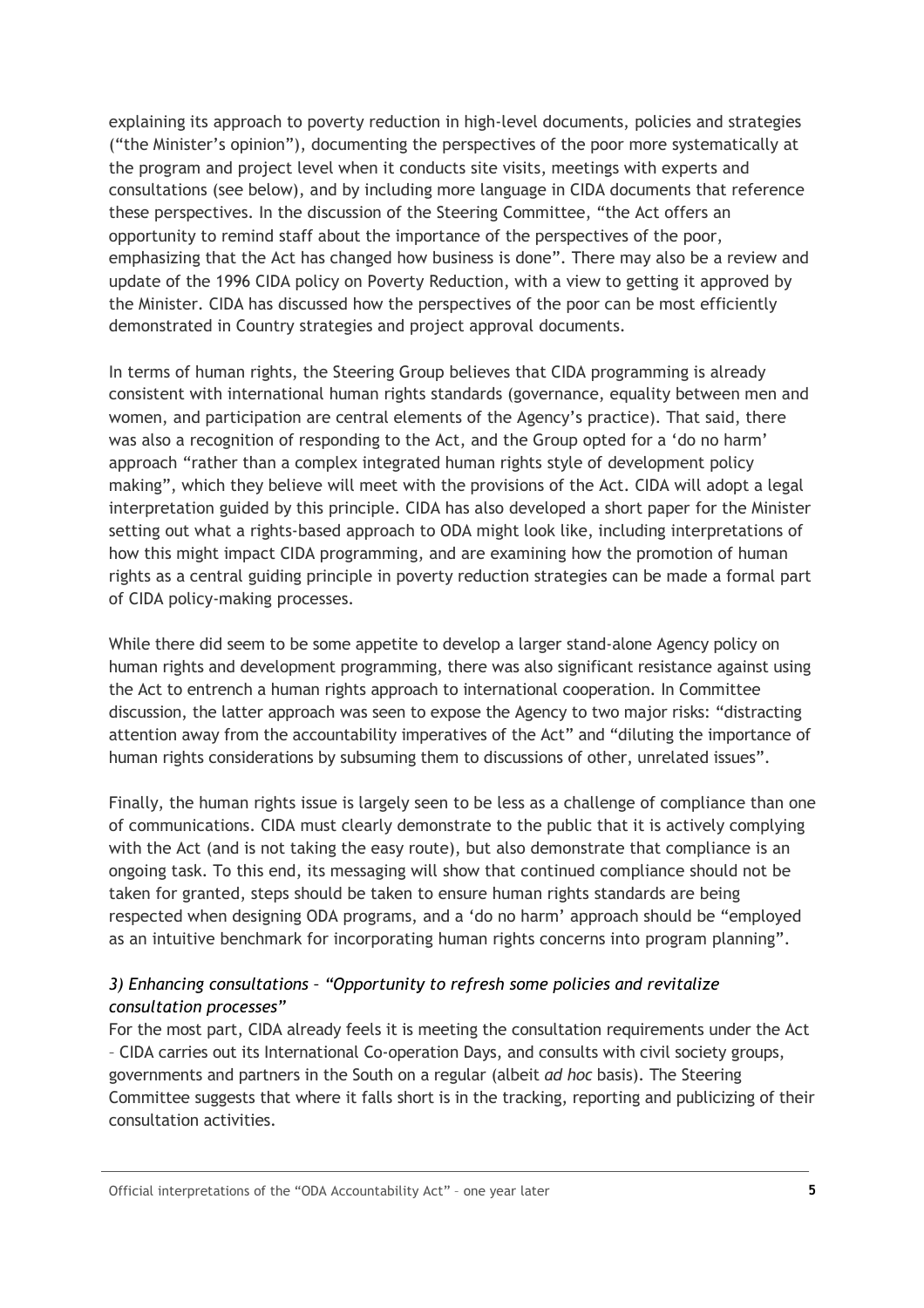explaining its approach to poverty reduction in high-level documents, policies and strategies ("the Minister's opinion"), documenting the perspectives of the poor more systematically at the program and project level when it conducts site visits, meetings with experts and consultations (see below), and by including more language in CIDA documents that reference these perspectives. In the discussion of the Steering Committee, "the Act offers an opportunity to remind staff about the importance of the perspectives of the poor, emphasizing that the Act has changed how business is done". There may also be a review and update of the 1996 CIDA policy on Poverty Reduction, with a view to getting it approved by the Minister. CIDA has discussed how the perspectives of the poor can be most efficiently demonstrated in Country strategies and project approval documents.

In terms of human rights, the Steering Group believes that CIDA programming is already consistent with international human rights standards (governance, equality between men and women, and participation are central elements of the Agency's practice). That said, there was also a recognition of responding to the Act, and the Group opted for a 'do no harm' approach "rather than a complex integrated human rights style of development policy making", which they believe will meet with the provisions of the Act. CIDA will adopt a legal interpretation guided by this principle. CIDA has also developed a short paper for the Minister setting out what a rights-based approach to ODA might look like, including interpretations of how this might impact CIDA programming, and are examining how the promotion of human rights as a central guiding principle in poverty reduction strategies can be made a formal part of CIDA policy-making processes.

While there did seem to be some appetite to develop a larger stand-alone Agency policy on human rights and development programming, there was also significant resistance against using the Act to entrench a human rights approach to international cooperation. In Committee discussion, the latter approach was seen to expose the Agency to two major risks: "distracting attention away from the accountability imperatives of the Act" and "diluting the importance of human rights considerations by subsuming them to discussions of other, unrelated issues".

Finally, the human rights issue is largely seen to be less as a challenge of compliance than one of communications. CIDA must clearly demonstrate to the public that it is actively complying with the Act (and is not taking the easy route), but also demonstrate that compliance is an ongoing task. To this end, its messaging will show that continued compliance should not be taken for granted, steps should be taken to ensure human rights standards are being respected when designing ODA programs, and a 'do no harm' approach should be "employed as an intuitive benchmark for incorporating human rights concerns into program planning".

### *3) Enhancing consultations – "Opportunity to refresh some policies and revitalize consultation processes"*

For the most part, CIDA already feels it is meeting the consultation requirements under the Act – CIDA carries out its International Co-operation Days, and consults with civil society groups, governments and partners in the South on a regular (albeit *ad hoc* basis). The Steering Committee suggests that where it falls short is in the tracking, reporting and publicizing of their consultation activities.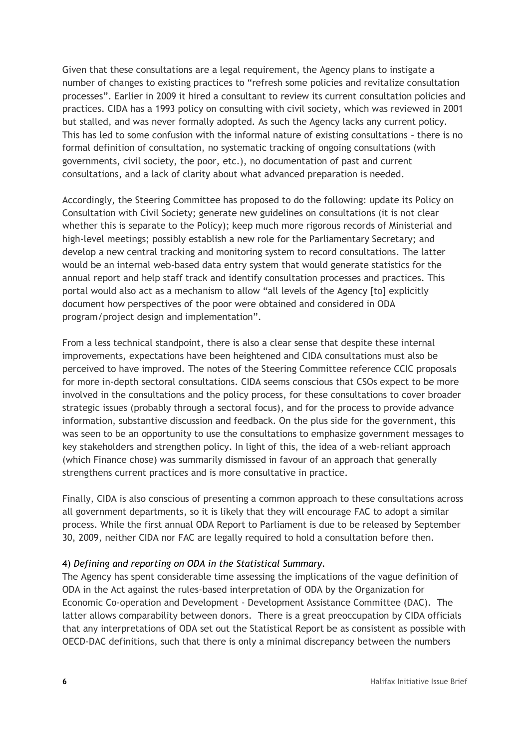Given that these consultations are a legal requirement, the Agency plans to instigate a number of changes to existing practices to "refresh some policies and revitalize consultation processes". Earlier in 2009 it hired a consultant to review its current consultation policies and practices. CIDA has a 1993 policy on consulting with civil society, which was reviewed in 2001 but stalled, and was never formally adopted. As such the Agency lacks any current policy. This has led to some confusion with the informal nature of existing consultations – there is no formal definition of consultation, no systematic tracking of ongoing consultations (with governments, civil society, the poor, etc.), no documentation of past and current consultations, and a lack of clarity about what advanced preparation is needed.

Accordingly, the Steering Committee has proposed to do the following: update its Policy on Consultation with Civil Society; generate new guidelines on consultations (it is not clear whether this is separate to the Policy); keep much more rigorous records of Ministerial and high-level meetings; possibly establish a new role for the Parliamentary Secretary; and develop a new central tracking and monitoring system to record consultations. The latter would be an internal web-based data entry system that would generate statistics for the annual report and help staff track and identify consultation processes and practices. This portal would also act as a mechanism to allow "all levels of the Agency [to] explicitly document how perspectives of the poor were obtained and considered in ODA program/project design and implementation".

From a less technical standpoint, there is also a clear sense that despite these internal improvements, expectations have been heightened and CIDA consultations must also be perceived to have improved. The notes of the Steering Committee reference CCIC proposals for more in-depth sectoral consultations. CIDA seems conscious that CSOs expect to be more involved in the consultations and the policy process, for these consultations to cover broader strategic issues (probably through a sectoral focus), and for the process to provide advance information, substantive discussion and feedback. On the plus side for the government, this was seen to be an opportunity to use the consultations to emphasize government messages to key stakeholders and strengthen policy. In light of this, the idea of a web-reliant approach (which Finance chose) was summarily dismissed in favour of an approach that generally strengthens current practices and is more consultative in practice.

Finally, CIDA is also conscious of presenting a common approach to these consultations across all government departments, so it is likely that they will encourage FAC to adopt a similar process. While the first annual ODA Report to Parliament is due to be released by September 30, 2009, neither CIDA nor FAC are legally required to hold a consultation before then.

4) *Defining and reporting on ODA in the Statistical Summary.*

The Agency has spent considerable time assessing the implications of the vague definition of ODA in the Act against the rules-based interpretation of ODA by the Organization for Economic Co-operation and Development - Development Assistance Committee (DAC). The latter allows comparability between donors. There is a great preoccupation by CIDA officials that any interpretations of ODA set out the Statistical Report be as consistent as possible with OECD-DAC definitions, such that there is only a minimal discrepancy between the numbers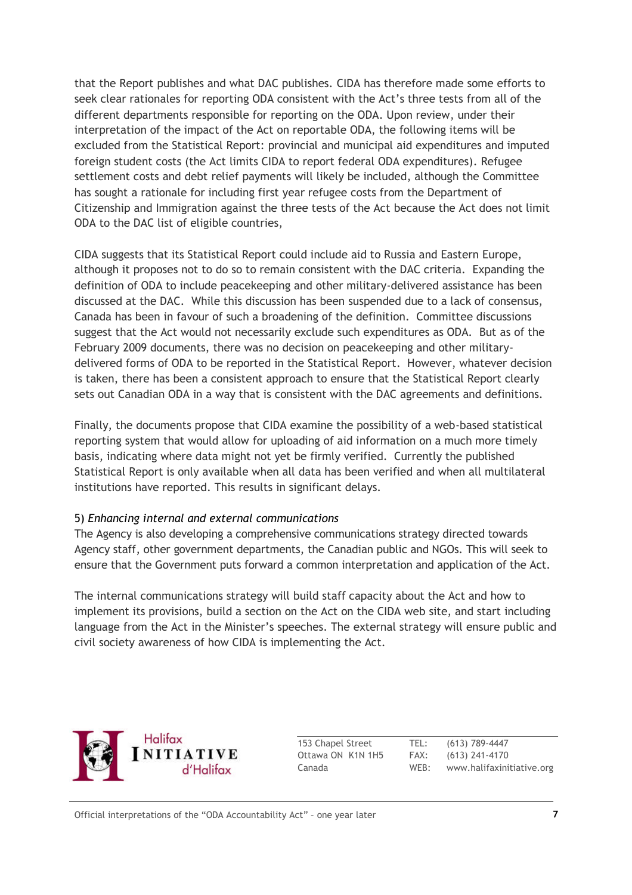that the Report publishes and what DAC publishes. CIDA has therefore made some efforts to seek clear rationales for reporting ODA consistent with the Act's three tests from all of the different departments responsible for reporting on the ODA. Upon review, under their interpretation of the impact of the Act on reportable ODA, the following items will be excluded from the Statistical Report: provincial and municipal aid expenditures and imputed foreign student costs (the Act limits CIDA to report federal ODA expenditures). Refugee settlement costs and debt relief payments will likely be included, although the Committee has sought a rationale for including first year refugee costs from the Department of Citizenship and Immigration against the three tests of the Act because the Act does not limit ODA to the DAC list of eligible countries,

CIDA suggests that its Statistical Report could include aid to Russia and Eastern Europe, although it proposes not to do so to remain consistent with the DAC criteria. Expanding the definition of ODA to include peacekeeping and other military-delivered assistance has been discussed at the DAC. While this discussion has been suspended due to a lack of consensus, Canada has been in favour of such a broadening of the definition. Committee discussions suggest that the Act would not necessarily exclude such expenditures as ODA. But as of the February 2009 documents, there was no decision on peacekeeping and other military-delivered forms of ODA to be reported in the Statistical Report. However, whatever decision is taken, there has been a consistent approach to ensure that the Statistical Report clearly sets out Canadian ODA in a way that is consistent with the DAC agreements and definitions.

Finally, the documents propose that CIDA examine the possibility of a web-based statistical reporting system that would allow for uploading of aid information on a much more timely basis, indicating where data might not yet be firmly verified. Currently the published Statistical Report is only available when all data has been verified and when all multilateral institutions have reported. This results in significant delays.

5) *Enhancing internal and external communications*

The Agency is also developing a comprehensive communications strategy directed towards Agency staff, other government departments, the Canadian public and NGOs. This will seek to ensure that the Government puts forward a common interpretation and application of the Act.

The internal communications strategy will build staff capacity about the Act and how to implement its provisions, build a section on the Act on the CIDA web site, and start including language from the Act in the Minister's speeches. The external strategy will ensure public and civil society awareness of how CIDA is implementing the Act.